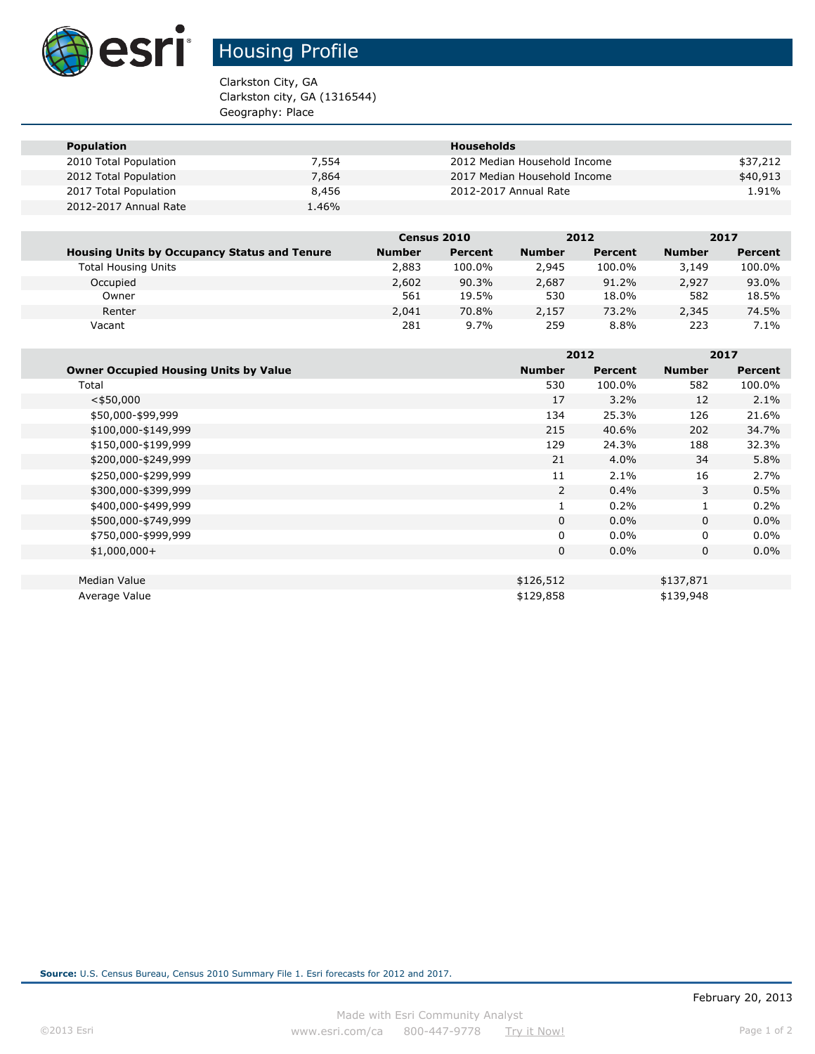# Housing Profile

Clarkston City, GA
Clarkston city, GA (1316544)
Geography: Place

| Population | | Households | |
|---|---|---|---|
| 2010 Total Population | 7,554 | 2012 Median Household Income | $37,212 |
| 2012 Total Population | 7,864 | 2017 Median Household Income | $40,913 |
| 2017 Total Population | 8,456 | 2012-2017 Annual Rate | 1.91% |
| 2012-2017 Annual Rate | 1.46% | | |

| | Census 2010 | | 2012 | | 2017 | |
|---|---|---|---|---|---|---|
| **Housing Units by Occupancy Status and Tenure** | **Number** | **Percent** | **Number** | **Percent** | **Number** | **Percent** |
| Total Housing Units | 2,883 | 100.0% | 2,945 | 100.0% | 3,149 | 100.0% |
| Occupied | 2,602 | 90.3% | 2,687 | 91.2% | 2,927 | 93.0% |
| Owner | 561 | 19.5% | 530 | 18.0% | 582 | 18.5% |
| Renter | 2,041 | 70.8% | 2,157 | 73.2% | 2,345 | 74.5% |
| Vacant | 281 | 9.7% | 259 | 8.8% | 223 | 7.1% |

| | 2012 | | 2017 | |
|---|---|---|---|---|
| **Owner Occupied Housing Units by Value** | **Number** | **Percent** | **Number** | **Percent** |
| Total | 530 | 100.0% | 582 | 100.0% |
| <$50,000 | 17 | 3.2% | 12 | 2.1% |
| $50,000-$99,999 | 134 | 25.3% | 126 | 21.6% |
| $100,000-$149,999 | 215 | 40.6% | 202 | 34.7% |
| $150,000-$199,999 | 129 | 24.3% | 188 | 32.3% |
| $200,000-$249,999 | 21 | 4.0% | 34 | 5.8% |
| $250,000-$299,999 | 11 | 2.1% | 16 | 2.7% |
| $300,000-$399,999 | 2 | 0.4% | 3 | 0.5% |
| $400,000-$499,999 | 1 | 0.2% | 1 | 0.2% |
| $500,000-$749,999 | 0 | 0.0% | 0 | 0.0% |
| $750,000-$999,999 | 0 | 0.0% | 0 | 0.0% |
| $1,000,000+ | 0 | 0.0% | 0 | 0.0% |
| | | | | |
| Median Value | $126,512 | | $137,871 | |
| Average Value | $129,858 | | $139,948 | |

**Source:** U.S. Census Bureau, Census 2010 Summary File 1. Esri forecasts for 2012 and 2017.

February 20, 2013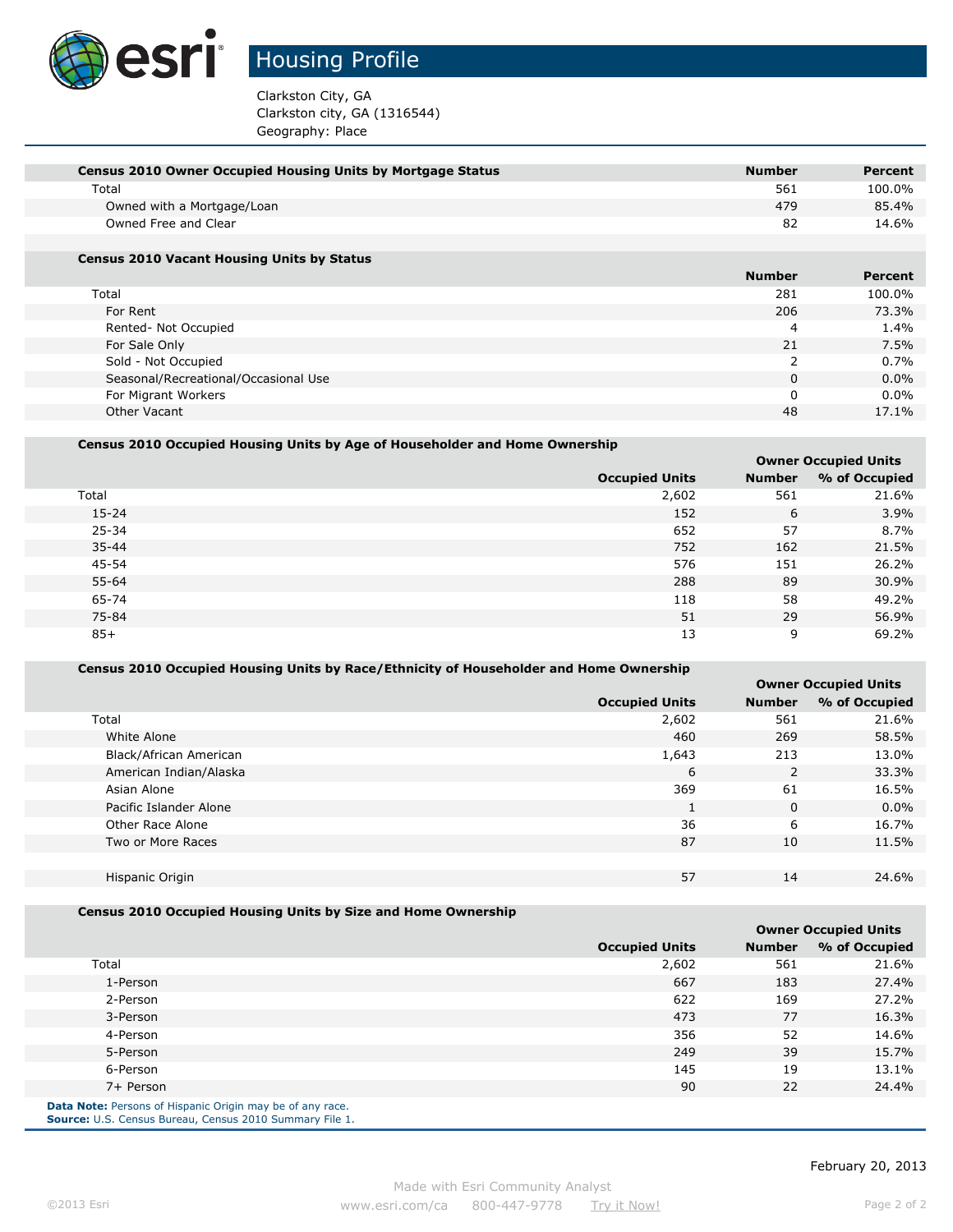# Housing Profile

Clarkston City, GA
Clarkston city, GA (1316544)
Geography: Place

| Census 2010 Owner Occupied Housing Units by Mortgage Status | Number | Percent |
|---|---|---|
| Total | 561 | 100.0% |
| Owned with a Mortgage/Loan | 479 | 85.4% |
| Owned Free and Clear | 82 | 14.6% |

| Census 2010 Vacant Housing Units by Status | Number | Percent |
|---|---|---|
| Total | 281 | 100.0% |
| For Rent | 206 | 73.3% |
| Rented- Not Occupied | 4 | 1.4% |
| For Sale Only | 21 | 7.5% |
| Sold - Not Occupied | 2 | 0.7% |
| Seasonal/Recreational/Occasional Use | 0 | 0.0% |
| For Migrant Workers | 0 | 0.0% |
| Other Vacant | 48 | 17.1% |

| Census 2010 Occupied Housing Units by Age of Householder and Home Ownership | | Owner Occupied Units | |
|---|---|---|---|
| | Occupied Units | Number | % of Occupied |
| Total | 2,602 | 561 | 21.6% |
| 15-24 | 152 | 6 | 3.9% |
| 25-34 | 652 | 57 | 8.7% |
| 35-44 | 752 | 162 | 21.5% |
| 45-54 | 576 | 151 | 26.2% |
| 55-64 | 288 | 89 | 30.9% |
| 65-74 | 118 | 58 | 49.2% |
| 75-84 | 51 | 29 | 56.9% |
| 85+ | 13 | 9 | 69.2% |

| Census 2010 Occupied Housing Units by Race/Ethnicity of Householder and Home Ownership | | Owner Occupied Units | |
|---|---|---|---|
| | Occupied Units | Number | % of Occupied |
| Total | 2,602 | 561 | 21.6% |
| White Alone | 460 | 269 | 58.5% |
| Black/African American | 1,643 | 213 | 13.0% |
| American Indian/Alaska | 6 | 2 | 33.3% |
| Asian Alone | 369 | 61 | 16.5% |
| Pacific Islander Alone | 1 | 0 | 0.0% |
| Other Race Alone | 36 | 6 | 16.7% |
| Two or More Races | 87 | 10 | 11.5% |
| | | | |
| Hispanic Origin | 57 | 14 | 24.6% |

| Census 2010 Occupied Housing Units by Size and Home Ownership | | Owner Occupied Units | |
|---|---|---|---|
| | Occupied Units | Number | % of Occupied |
| Total | 2,602 | 561 | 21.6% |
| 1-Person | 667 | 183 | 27.4% |
| 2-Person | 622 | 169 | 27.2% |
| 3-Person | 473 | 77 | 16.3% |
| 4-Person | 356 | 52 | 14.6% |
| 5-Person | 249 | 39 | 15.7% |
| 6-Person | 145 | 19 | 13.1% |
| 7+ Person | 90 | 22 | 24.4% |

**Data Note:** Persons of Hispanic Origin may be of any race.
**Source:** U.S. Census Bureau, Census 2010 Summary File 1.

February 20, 2013